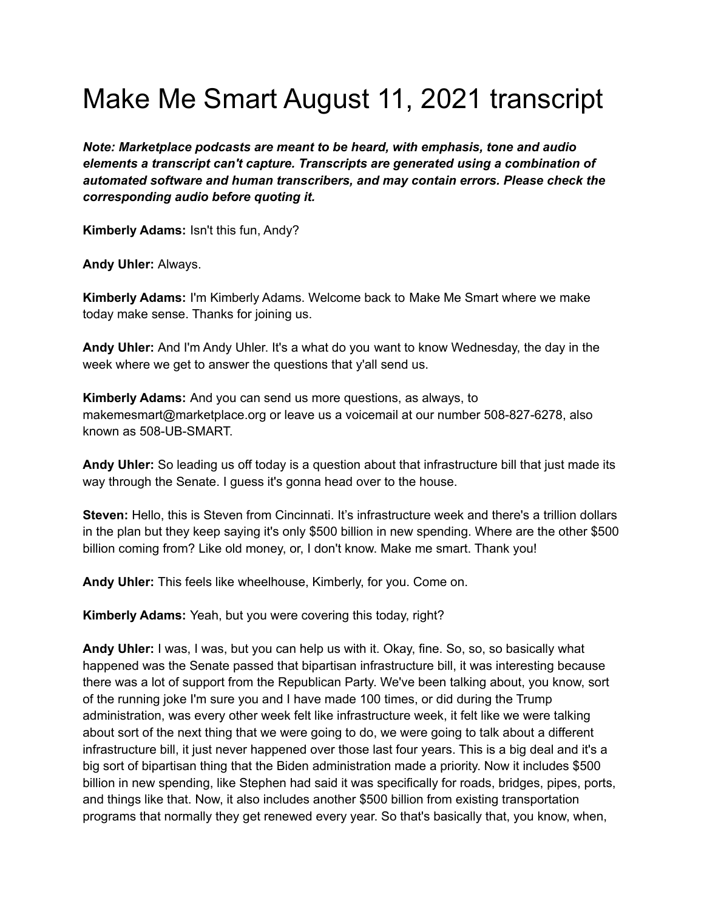# Make Me Smart August 11, 2021 transcript

***Note: Marketplace podcasts are meant to be heard, with emphasis, tone and audio elements a transcript can't capture. Transcripts are generated using a combination of automated software and human transcribers, and may contain errors. Please check the corresponding audio before quoting it.***

**Kimberly Adams:** Isn't this fun, Andy?

**Andy Uhler:** Always.

**Kimberly Adams:** I'm Kimberly Adams. Welcome back to Make Me Smart where we make today make sense. Thanks for joining us.

**Andy Uhler:** And I'm Andy Uhler. It's a what do you want to know Wednesday, the day in the week where we get to answer the questions that y'all send us.

**Kimberly Adams:** And you can send us more questions, as always, to makemesmart@marketplace.org or leave us a voicemail at our number 508-827-6278, also known as 508-UB-SMART.

**Andy Uhler:** So leading us off today is a question about that infrastructure bill that just made its way through the Senate. I guess it's gonna head over to the house.

**Steven:** Hello, this is Steven from Cincinnati. It's infrastructure week and there's a trillion dollars in the plan but they keep saying it's only $500 billion in new spending. Where are the other $500 billion coming from? Like old money, or, I don't know. Make me smart. Thank you!

**Andy Uhler:** This feels like wheelhouse, Kimberly, for you. Come on.

**Kimberly Adams:** Yeah, but you were covering this today, right?

**Andy Uhler:** I was, I was, but you can help us with it. Okay, fine. So, so, so basically what happened was the Senate passed that bipartisan infrastructure bill, it was interesting because there was a lot of support from the Republican Party. We've been talking about, you know, sort of the running joke I'm sure you and I have made 100 times, or did during the Trump administration, was every other week felt like infrastructure week, it felt like we were talking about sort of the next thing that we were going to do, we were going to talk about a different infrastructure bill, it just never happened over those last four years. This is a big deal and it's a big sort of bipartisan thing that the Biden administration made a priority. Now it includes $500 billion in new spending, like Stephen had said it was specifically for roads, bridges, pipes, ports, and things like that. Now, it also includes another $500 billion from existing transportation programs that normally they get renewed every year. So that's basically that, you know, when,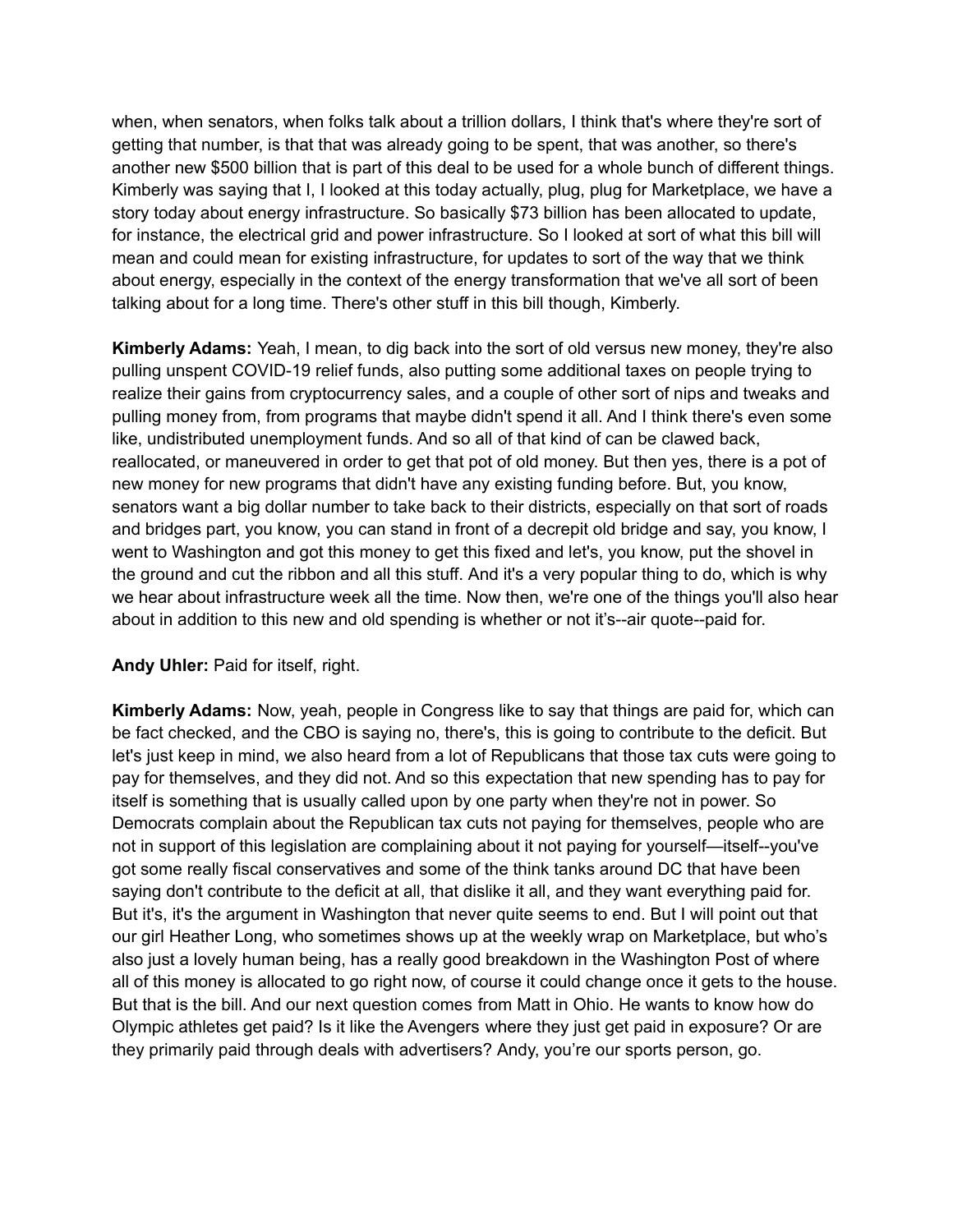when, when senators, when folks talk about a trillion dollars, I think that's where they're sort of getting that number, is that that was already going to be spent, that was another, so there's another new $500 billion that is part of this deal to be used for a whole bunch of different things. Kimberly was saying that I, I looked at this today actually, plug, plug for Marketplace, we have a story today about energy infrastructure. So basically $73 billion has been allocated to update, for instance, the electrical grid and power infrastructure. So I looked at sort of what this bill will mean and could mean for existing infrastructure, for updates to sort of the way that we think about energy, especially in the context of the energy transformation that we've all sort of been talking about for a long time. There's other stuff in this bill though, Kimberly.

**Kimberly Adams:** Yeah, I mean, to dig back into the sort of old versus new money, they're also pulling unspent COVID-19 relief funds, also putting some additional taxes on people trying to realize their gains from cryptocurrency sales, and a couple of other sort of nips and tweaks and pulling money from, from programs that maybe didn't spend it all. And I think there's even some like, undistributed unemployment funds. And so all of that kind of can be clawed back, reallocated, or maneuvered in order to get that pot of old money. But then yes, there is a pot of new money for new programs that didn't have any existing funding before. But, you know, senators want a big dollar number to take back to their districts, especially on that sort of roads and bridges part, you know, you can stand in front of a decrepit old bridge and say, you know, I went to Washington and got this money to get this fixed and let's, you know, put the shovel in the ground and cut the ribbon and all this stuff. And it's a very popular thing to do, which is why we hear about infrastructure week all the time. Now then, we're one of the things you'll also hear about in addition to this new and old spending is whether or not it's--air quote--paid for.

**Andy Uhler:** Paid for itself, right.

**Kimberly Adams:** Now, yeah, people in Congress like to say that things are paid for, which can be fact checked, and the CBO is saying no, there's, this is going to contribute to the deficit. But let's just keep in mind, we also heard from a lot of Republicans that those tax cuts were going to pay for themselves, and they did not. And so this expectation that new spending has to pay for itself is something that is usually called upon by one party when they're not in power. So Democrats complain about the Republican tax cuts not paying for themselves, people who are not in support of this legislation are complaining about it not paying for yourself—itself--you've got some really fiscal conservatives and some of the think tanks around DC that have been saying don't contribute to the deficit at all, that dislike it all, and they want everything paid for. But it's, it's the argument in Washington that never quite seems to end. But I will point out that our girl Heather Long, who sometimes shows up at the weekly wrap on Marketplace, but who's also just a lovely human being, has a really good breakdown in the Washington Post of where all of this money is allocated to go right now, of course it could change once it gets to the house. But that is the bill. And our next question comes from Matt in Ohio. He wants to know how do Olympic athletes get paid? Is it like the Avengers where they just get paid in exposure? Or are they primarily paid through deals with advertisers? Andy, you're our sports person, go.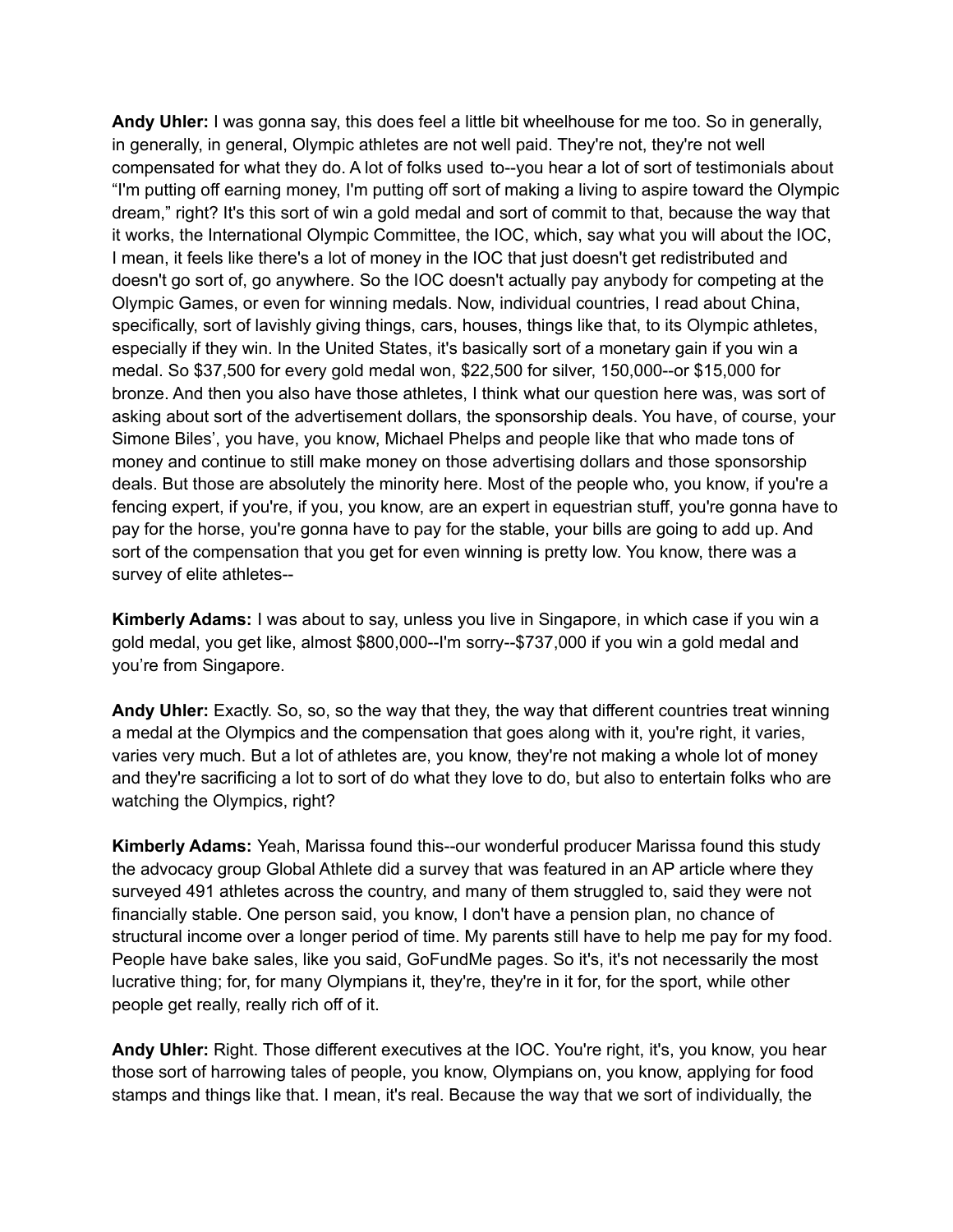**Andy Uhler:** I was gonna say, this does feel a little bit wheelhouse for me too. So in generally, in generally, in general, Olympic athletes are not well paid. They're not, they're not well compensated for what they do. A lot of folks used to--you hear a lot of sort of testimonials about "I'm putting off earning money, I'm putting off sort of making a living to aspire toward the Olympic dream," right? It's this sort of win a gold medal and sort of commit to that, because the way that it works, the International Olympic Committee, the IOC, which, say what you will about the IOC, I mean, it feels like there's a lot of money in the IOC that just doesn't get redistributed and doesn't go sort of, go anywhere. So the IOC doesn't actually pay anybody for competing at the Olympic Games, or even for winning medals. Now, individual countries, I read about China, specifically, sort of lavishly giving things, cars, houses, things like that, to its Olympic athletes, especially if they win. In the United States, it's basically sort of a monetary gain if you win a medal. So $37,500 for every gold medal won, $22,500 for silver, 150,000--or $15,000 for bronze. And then you also have those athletes, I think what our question here was, was sort of asking about sort of the advertisement dollars, the sponsorship deals. You have, of course, your Simone Biles', you have, you know, Michael Phelps and people like that who made tons of money and continue to still make money on those advertising dollars and those sponsorship deals. But those are absolutely the minority here. Most of the people who, you know, if you're a fencing expert, if you're, if you, you know, are an expert in equestrian stuff, you're gonna have to pay for the horse, you're gonna have to pay for the stable, your bills are going to add up. And sort of the compensation that you get for even winning is pretty low. You know, there was a survey of elite athletes--

**Kimberly Adams:** I was about to say, unless you live in Singapore, in which case if you win a gold medal, you get like, almost $800,000--I'm sorry--$737,000 if you win a gold medal and you're from Singapore.

**Andy Uhler:** Exactly. So, so, so the way that they, the way that different countries treat winning a medal at the Olympics and the compensation that goes along with it, you're right, it varies, varies very much. But a lot of athletes are, you know, they're not making a whole lot of money and they're sacrificing a lot to sort of do what they love to do, but also to entertain folks who are watching the Olympics, right?

**Kimberly Adams:** Yeah, Marissa found this--our wonderful producer Marissa found this study the advocacy group Global Athlete did a survey that was featured in an AP article where they surveyed 491 athletes across the country, and many of them struggled to, said they were not financially stable. One person said, you know, I don't have a pension plan, no chance of structural income over a longer period of time. My parents still have to help me pay for my food. People have bake sales, like you said, GoFundMe pages. So it's, it's not necessarily the most lucrative thing; for, for many Olympians it, they're, they're in it for, for the sport, while other people get really, really rich off of it.

**Andy Uhler:** Right. Those different executives at the IOC. You're right, it's, you know, you hear those sort of harrowing tales of people, you know, Olympians on, you know, applying for food stamps and things like that. I mean, it's real. Because the way that we sort of individually, the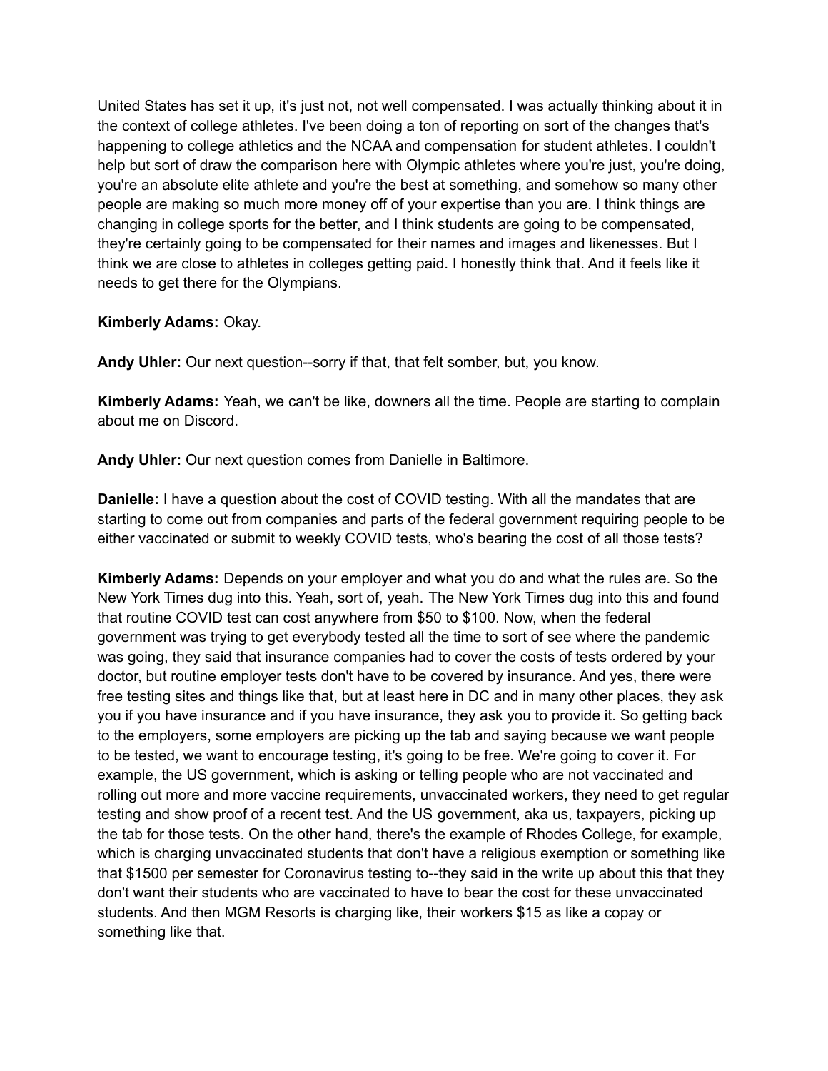United States has set it up, it's just not, not well compensated. I was actually thinking about it in the context of college athletes. I've been doing a ton of reporting on sort of the changes that's happening to college athletics and the NCAA and compensation for student athletes. I couldn't help but sort of draw the comparison here with Olympic athletes where you're just, you're doing, you're an absolute elite athlete and you're the best at something, and somehow so many other people are making so much more money off of your expertise than you are. I think things are changing in college sports for the better, and I think students are going to be compensated, they're certainly going to be compensated for their names and images and likenesses. But I think we are close to athletes in colleges getting paid. I honestly think that. And it feels like it needs to get there for the Olympians.

**Kimberly Adams:** Okay.

**Andy Uhler:** Our next question--sorry if that, that felt somber, but, you know.

**Kimberly Adams:** Yeah, we can't be like, downers all the time. People are starting to complain about me on Discord.

**Andy Uhler:** Our next question comes from Danielle in Baltimore.

**Danielle:** I have a question about the cost of COVID testing. With all the mandates that are starting to come out from companies and parts of the federal government requiring people to be either vaccinated or submit to weekly COVID tests, who's bearing the cost of all those tests?

**Kimberly Adams:** Depends on your employer and what you do and what the rules are. So the New York Times dug into this. Yeah, sort of, yeah. The New York Times dug into this and found that routine COVID test can cost anywhere from $50 to $100. Now, when the federal government was trying to get everybody tested all the time to sort of see where the pandemic was going, they said that insurance companies had to cover the costs of tests ordered by your doctor, but routine employer tests don't have to be covered by insurance. And yes, there were free testing sites and things like that, but at least here in DC and in many other places, they ask you if you have insurance and if you have insurance, they ask you to provide it. So getting back to the employers, some employers are picking up the tab and saying because we want people to be tested, we want to encourage testing, it's going to be free. We're going to cover it. For example, the US government, which is asking or telling people who are not vaccinated and rolling out more and more vaccine requirements, unvaccinated workers, they need to get regular testing and show proof of a recent test. And the US government, aka us, taxpayers, picking up the tab for those tests. On the other hand, there's the example of Rhodes College, for example, which is charging unvaccinated students that don't have a religious exemption or something like that $1500 per semester for Coronavirus testing to--they said in the write up about this that they don't want their students who are vaccinated to have to bear the cost for these unvaccinated students. And then MGM Resorts is charging like, their workers $15 as like a copay or something like that.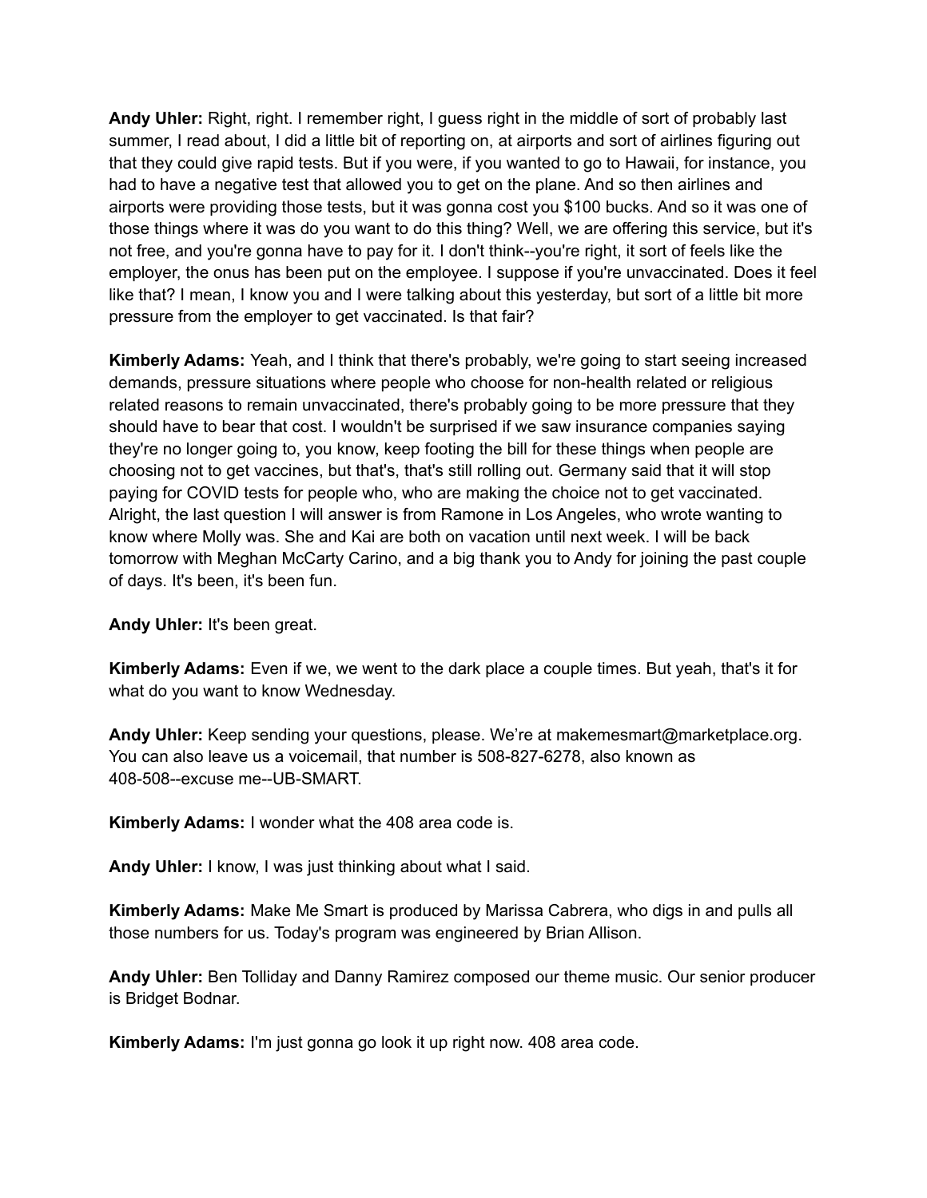**Andy Uhler:** Right, right. I remember right, I guess right in the middle of sort of probably last summer, I read about, I did a little bit of reporting on, at airports and sort of airlines figuring out that they could give rapid tests. But if you were, if you wanted to go to Hawaii, for instance, you had to have a negative test that allowed you to get on the plane. And so then airlines and airports were providing those tests, but it was gonna cost you $100 bucks. And so it was one of those things where it was do you want to do this thing? Well, we are offering this service, but it's not free, and you're gonna have to pay for it. I don't think--you're right, it sort of feels like the employer, the onus has been put on the employee. I suppose if you're unvaccinated. Does it feel like that? I mean, I know you and I were talking about this yesterday, but sort of a little bit more pressure from the employer to get vaccinated. Is that fair?

**Kimberly Adams:** Yeah, and I think that there's probably, we're going to start seeing increased demands, pressure situations where people who choose for non-health related or religious related reasons to remain unvaccinated, there's probably going to be more pressure that they should have to bear that cost. I wouldn't be surprised if we saw insurance companies saying they're no longer going to, you know, keep footing the bill for these things when people are choosing not to get vaccines, but that's, that's still rolling out. Germany said that it will stop paying for COVID tests for people who, who are making the choice not to get vaccinated. Alright, the last question I will answer is from Ramone in Los Angeles, who wrote wanting to know where Molly was. She and Kai are both on vacation until next week. I will be back tomorrow with Meghan McCarty Carino, and a big thank you to Andy for joining the past couple of days. It's been, it's been fun.

**Andy Uhler:** It's been great.

**Kimberly Adams:** Even if we, we went to the dark place a couple times. But yeah, that's it for what do you want to know Wednesday.

**Andy Uhler:** Keep sending your questions, please. We're at makemesmart@marketplace.org. You can also leave us a voicemail, that number is 508-827-6278, also known as 408-508--excuse me--UB-SMART.

**Kimberly Adams:** I wonder what the 408 area code is.

**Andy Uhler:** I know, I was just thinking about what I said.

**Kimberly Adams:** Make Me Smart is produced by Marissa Cabrera, who digs in and pulls all those numbers for us. Today's program was engineered by Brian Allison.

**Andy Uhler:** Ben Tolliday and Danny Ramirez composed our theme music. Our senior producer is Bridget Bodnar.

**Kimberly Adams:** I'm just gonna go look it up right now. 408 area code.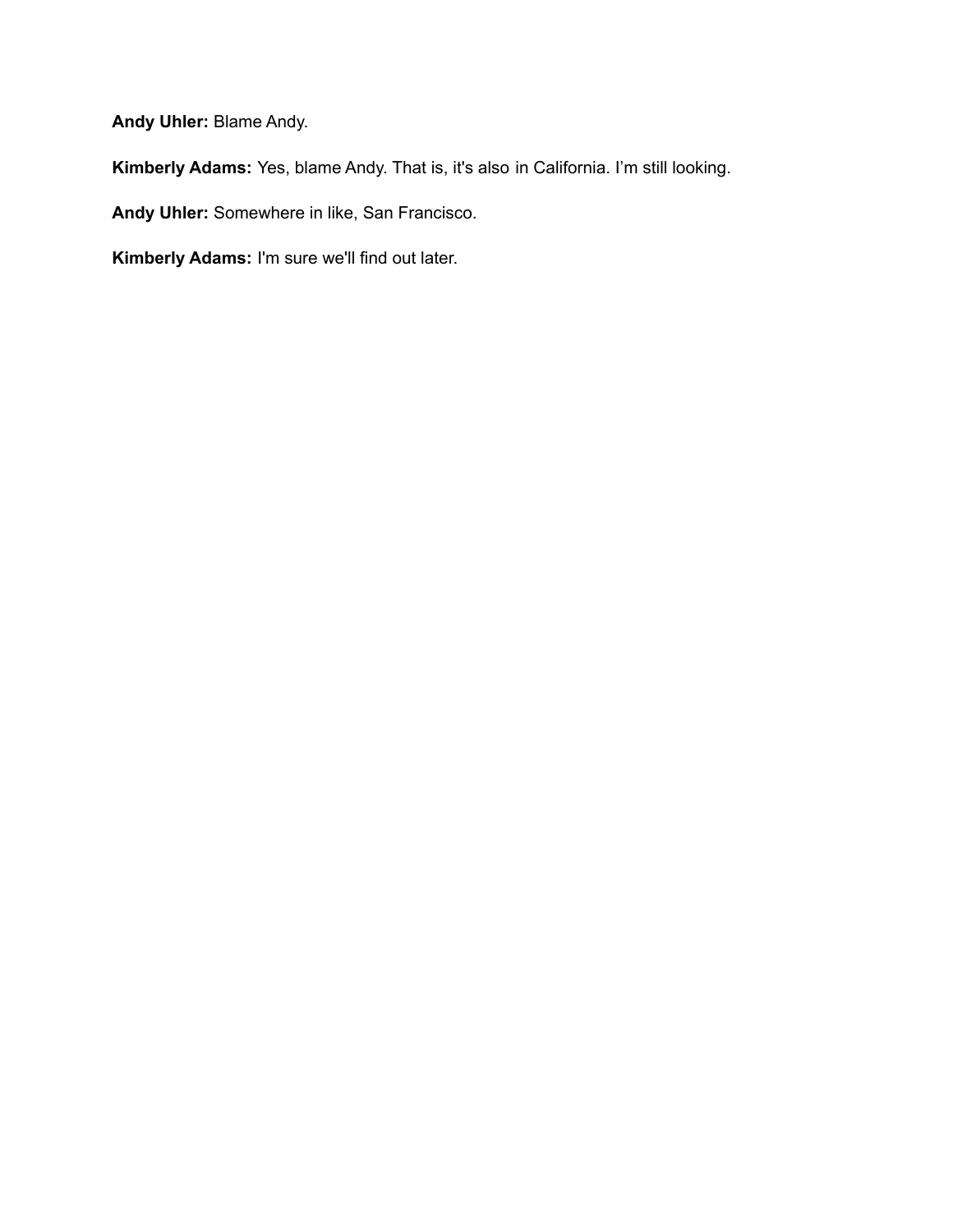**Andy Uhler:** Blame Andy.

**Kimberly Adams:** Yes, blame Andy. That is, it's also in California. I’m still looking.

**Andy Uhler:** Somewhere in like, San Francisco.

**Kimberly Adams:** I'm sure we'll find out later.